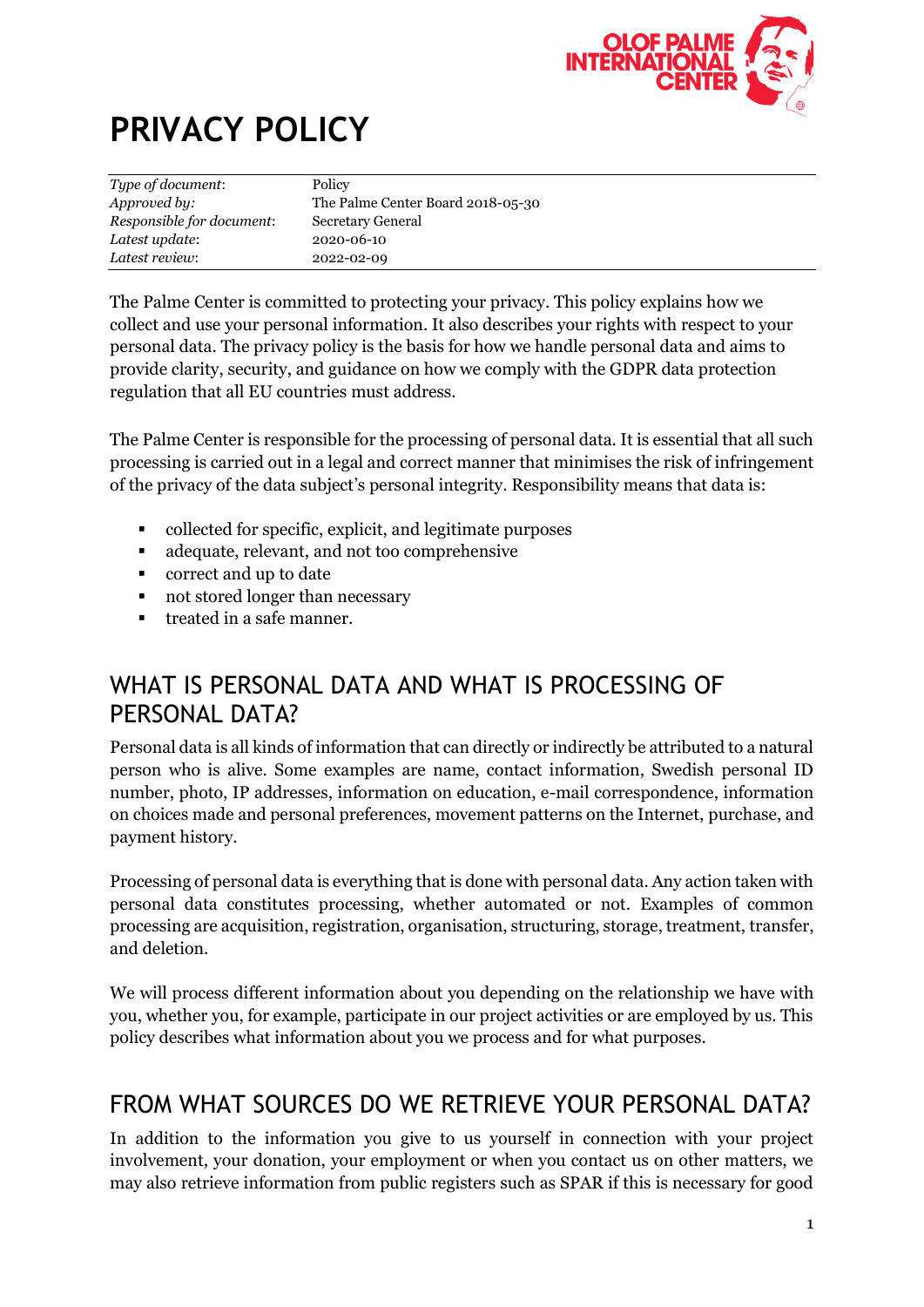# PRIVACY POLICY

| | |
|---|---|
| *Type of document*: | Policy |
| *Approved by:* | The Palme Center Board 2018-05-30 |
| *Responsible for document*: | Secretary General |
| *Latest update*: | 2020-06-10 |
| *Latest review*: | 2022-02-09 |

The Palme Center is committed to protecting your privacy. This policy explains how we collect and use your personal information. It also describes your rights with respect to your personal data. The privacy policy is the basis for how we handle personal data and aims to provide clarity, security, and guidance on how we comply with the GDPR data protection regulation that all EU countries must address.

The Palme Center is responsible for the processing of personal data. It is essential that all such processing is carried out in a legal and correct manner that minimises the risk of infringement of the privacy of the data subject's personal integrity. Responsibility means that data is:

- collected for specific, explicit, and legitimate purposes
- adequate, relevant, and not too comprehensive
- correct and up to date
- not stored longer than necessary
- treated in a safe manner.

## WHAT IS PERSONAL DATA AND WHAT IS PROCESSING OF PERSONAL DATA?

Personal data is all kinds of information that can directly or indirectly be attributed to a natural person who is alive. Some examples are name, contact information, Swedish personal ID number, photo, IP addresses, information on education, e-mail correspondence, information on choices made and personal preferences, movement patterns on the Internet, purchase, and payment history.

Processing of personal data is everything that is done with personal data. Any action taken with personal data constitutes processing, whether automated or not. Examples of common processing are acquisition, registration, organisation, structuring, storage, treatment, transfer, and deletion.

We will process different information about you depending on the relationship we have with you, whether you, for example, participate in our project activities or are employed by us. This policy describes what information about you we process and for what purposes.

## FROM WHAT SOURCES DO WE RETRIEVE YOUR PERSONAL DATA?

In addition to the information you give to us yourself in connection with your project involvement, your donation, your employment or when you contact us on other matters, we may also retrieve information from public registers such as SPAR if this is necessary for good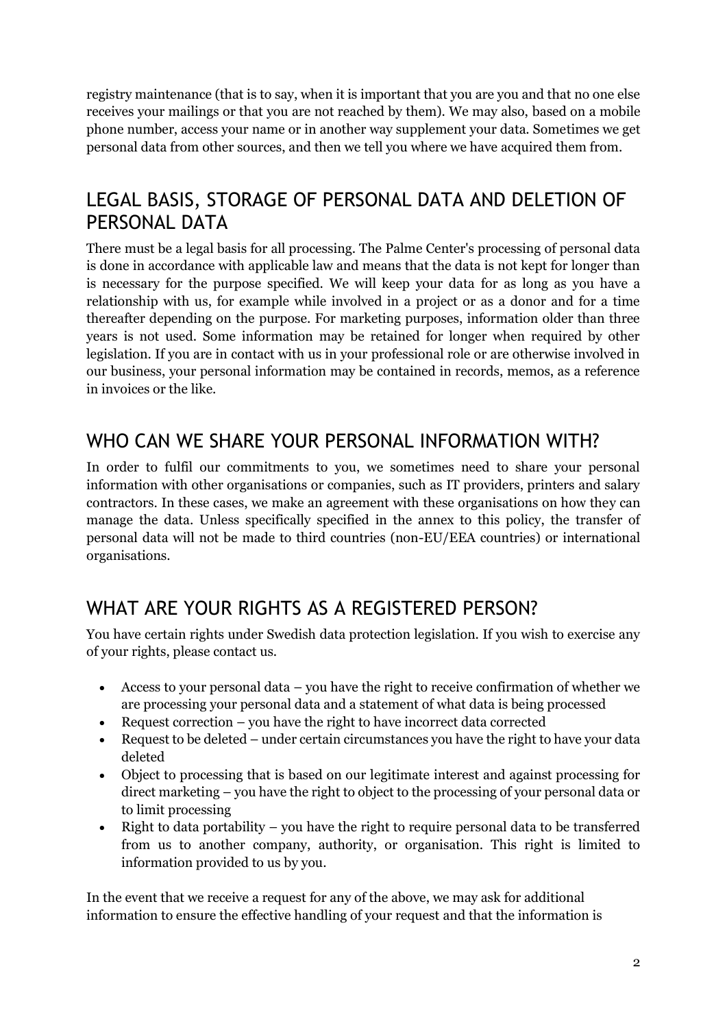registry maintenance (that is to say, when it is important that you are you and that no one else receives your mailings or that you are not reached by them). We may also, based on a mobile phone number, access your name or in another way supplement your data. Sometimes we get personal data from other sources, and then we tell you where we have acquired them from.

## LEGAL BASIS, STORAGE OF PERSONAL DATA AND DELETION OF PERSONAL DATA

There must be a legal basis for all processing. The Palme Center's processing of personal data is done in accordance with applicable law and means that the data is not kept for longer than is necessary for the purpose specified. We will keep your data for as long as you have a relationship with us, for example while involved in a project or as a donor and for a time thereafter depending on the purpose. For marketing purposes, information older than three years is not used. Some information may be retained for longer when required by other legislation. If you are in contact with us in your professional role or are otherwise involved in our business, your personal information may be contained in records, memos, as a reference in invoices or the like.

## WHO CAN WE SHARE YOUR PERSONAL INFORMATION WITH?

In order to fulfil our commitments to you, we sometimes need to share your personal information with other organisations or companies, such as IT providers, printers and salary contractors. In these cases, we make an agreement with these organisations on how they can manage the data. Unless specifically specified in the annex to this policy, the transfer of personal data will not be made to third countries (non-EU/EEA countries) or international organisations.

## WHAT ARE YOUR RIGHTS AS A REGISTERED PERSON?

You have certain rights under Swedish data protection legislation. If you wish to exercise any of your rights, please contact us.

- Access to your personal data – you have the right to receive confirmation of whether we are processing your personal data and a statement of what data is being processed
- Request correction – you have the right to have incorrect data corrected
- Request to be deleted – under certain circumstances you have the right to have your data deleted
- Object to processing that is based on our legitimate interest and against processing for direct marketing – you have the right to object to the processing of your personal data or to limit processing
- Right to data portability – you have the right to require personal data to be transferred from us to another company, authority, or organisation. This right is limited to information provided to us by you.

In the event that we receive a request for any of the above, we may ask for additional information to ensure the effective handling of your request and that the information is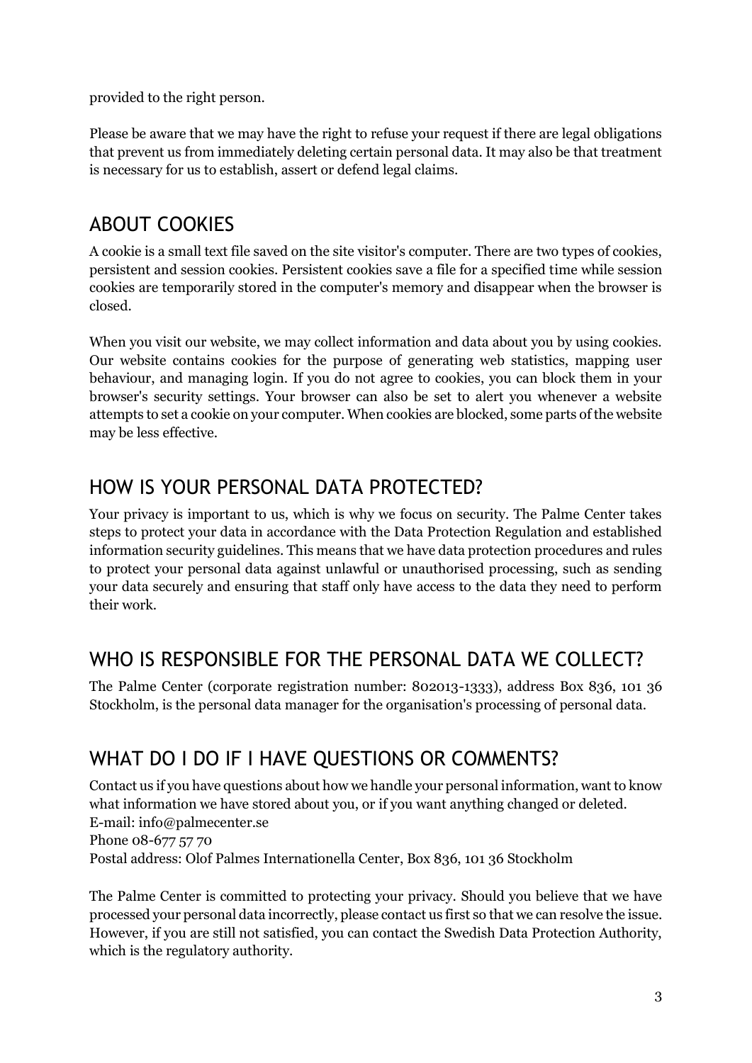provided to the right person.

Please be aware that we may have the right to refuse your request if there are legal obligations that prevent us from immediately deleting certain personal data. It may also be that treatment is necessary for us to establish, assert or defend legal claims.

## ABOUT COOKIES

A cookie is a small text file saved on the site visitor's computer. There are two types of cookies, persistent and session cookies. Persistent cookies save a file for a specified time while session cookies are temporarily stored in the computer's memory and disappear when the browser is closed.

When you visit our website, we may collect information and data about you by using cookies. Our website contains cookies for the purpose of generating web statistics, mapping user behaviour, and managing login. If you do not agree to cookies, you can block them in your browser's security settings. Your browser can also be set to alert you whenever a website attempts to set a cookie on your computer. When cookies are blocked, some parts of the website may be less effective.

## HOW IS YOUR PERSONAL DATA PROTECTED?

Your privacy is important to us, which is why we focus on security. The Palme Center takes steps to protect your data in accordance with the Data Protection Regulation and established information security guidelines. This means that we have data protection procedures and rules to protect your personal data against unlawful or unauthorised processing, such as sending your data securely and ensuring that staff only have access to the data they need to perform their work.

## WHO IS RESPONSIBLE FOR THE PERSONAL DATA WE COLLECT?

The Palme Center (corporate registration number: 802013-1333), address Box 836, 101 36 Stockholm, is the personal data manager for the organisation's processing of personal data.

## WHAT DO I DO IF I HAVE QUESTIONS OR COMMENTS?

Contact us if you have questions about how we handle your personal information, want to know what information we have stored about you, or if you want anything changed or deleted.
E-mail: info@palmecenter.se
Phone 08-677 57 70
Postal address: Olof Palmes Internationella Center, Box 836, 101 36 Stockholm

The Palme Center is committed to protecting your privacy. Should you believe that we have processed your personal data incorrectly, please contact us first so that we can resolve the issue. However, if you are still not satisfied, you can contact the Swedish Data Protection Authority, which is the regulatory authority.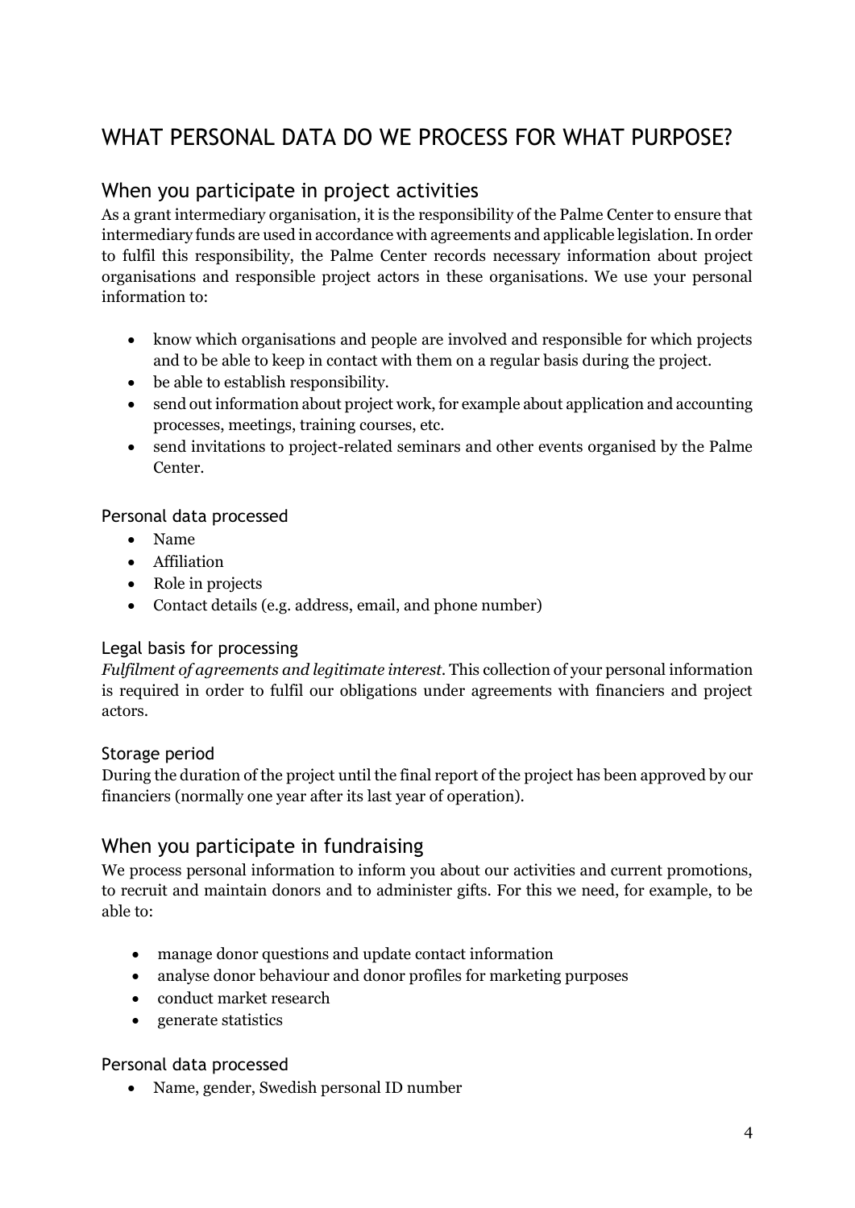# WHAT PERSONAL DATA DO WE PROCESS FOR WHAT PURPOSE?

## When you participate in project activities

As a grant intermediary organisation, it is the responsibility of the Palme Center to ensure that intermediary funds are used in accordance with agreements and applicable legislation. In order to fulfil this responsibility, the Palme Center records necessary information about project organisations and responsible project actors in these organisations. We use your personal information to:

- know which organisations and people are involved and responsible for which projects and to be able to keep in contact with them on a regular basis during the project.
- be able to establish responsibility.
- send out information about project work, for example about application and accounting processes, meetings, training courses, etc.
- send invitations to project-related seminars and other events organised by the Palme Center.

### Personal data processed

- Name
- Affiliation
- Role in projects
- Contact details (e.g. address, email, and phone number)

### Legal basis for processing

*Fulfilment of agreements and legitimate interest.* This collection of your personal information is required in order to fulfil our obligations under agreements with financiers and project actors.

### Storage period

During the duration of the project until the final report of the project has been approved by our financiers (normally one year after its last year of operation).

## When you participate in fundraising

We process personal information to inform you about our activities and current promotions, to recruit and maintain donors and to administer gifts. For this we need, for example, to be able to:

- manage donor questions and update contact information
- analyse donor behaviour and donor profiles for marketing purposes
- conduct market research
- generate statistics

### Personal data processed

- Name, gender, Swedish personal ID number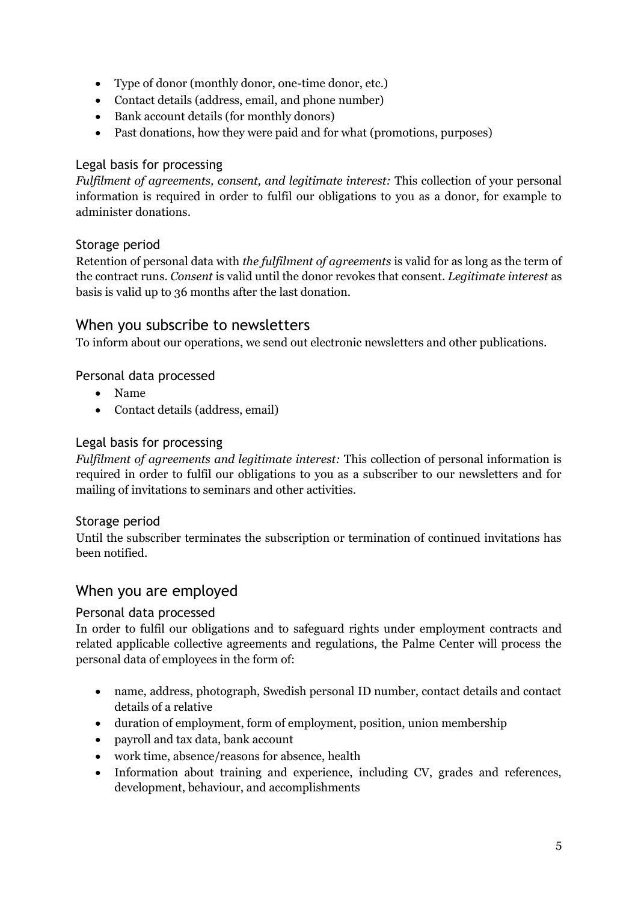- Type of donor (monthly donor, one-time donor, etc.)
- Contact details (address, email, and phone number)
- Bank account details (for monthly donors)
- Past donations, how they were paid and for what (promotions, purposes)

### Legal basis for processing

*Fulfilment of agreements, consent, and legitimate interest:* This collection of your personal information is required in order to fulfil our obligations to you as a donor, for example to administer donations.

### Storage period

Retention of personal data with *the fulfilment of agreements* is valid for as long as the term of the contract runs. *Consent* is valid until the donor revokes that consent. *Legitimate interest* as basis is valid up to 36 months after the last donation.

## When you subscribe to newsletters

To inform about our operations, we send out electronic newsletters and other publications.

### Personal data processed

- Name
- Contact details (address, email)

### Legal basis for processing

*Fulfilment of agreements and legitimate interest:* This collection of personal information is required in order to fulfil our obligations to you as a subscriber to our newsletters and for mailing of invitations to seminars and other activities.

### Storage period

Until the subscriber terminates the subscription or termination of continued invitations has been notified.

## When you are employed

### Personal data processed

In order to fulfil our obligations and to safeguard rights under employment contracts and related applicable collective agreements and regulations, the Palme Center will process the personal data of employees in the form of:

- name, address, photograph, Swedish personal ID number, contact details and contact details of a relative
- duration of employment, form of employment, position, union membership
- payroll and tax data, bank account
- work time, absence/reasons for absence, health
- Information about training and experience, including CV, grades and references, development, behaviour, and accomplishments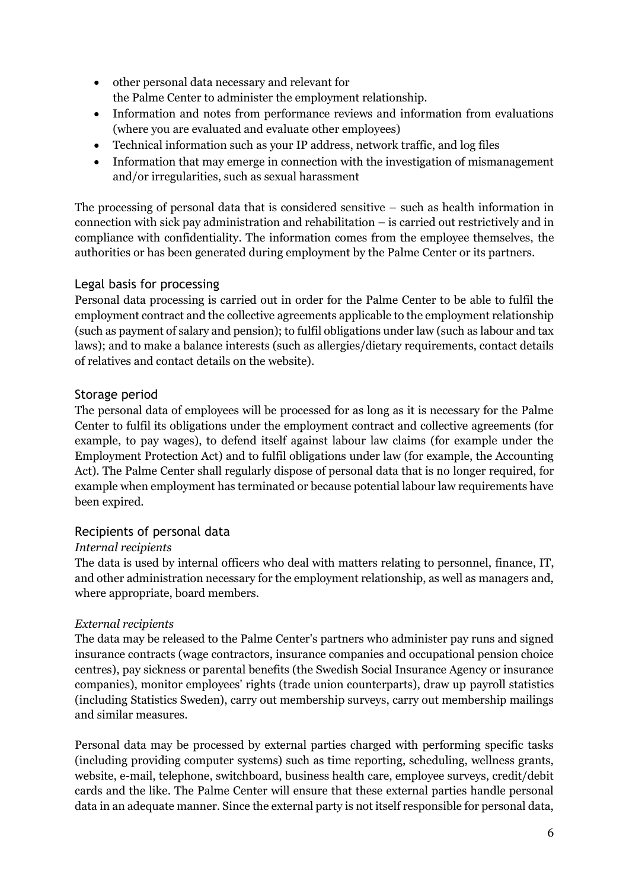- other personal data necessary and relevant for the Palme Center to administer the employment relationship.
- Information and notes from performance reviews and information from evaluations (where you are evaluated and evaluate other employees)
- Technical information such as your IP address, network traffic, and log files
- Information that may emerge in connection with the investigation of mismanagement and/or irregularities, such as sexual harassment

The processing of personal data that is considered sensitive – such as health information in connection with sick pay administration and rehabilitation – is carried out restrictively and in compliance with confidentiality. The information comes from the employee themselves, the authorities or has been generated during employment by the Palme Center or its partners.

### Legal basis for processing

Personal data processing is carried out in order for the Palme Center to be able to fulfil the employment contract and the collective agreements applicable to the employment relationship (such as payment of salary and pension); to fulfil obligations under law (such as labour and tax laws); and to make a balance interests (such as allergies/dietary requirements, contact details of relatives and contact details on the website).

### Storage period

The personal data of employees will be processed for as long as it is necessary for the Palme Center to fulfil its obligations under the employment contract and collective agreements (for example, to pay wages), to defend itself against labour law claims (for example under the Employment Protection Act) and to fulfil obligations under law (for example, the Accounting Act). The Palme Center shall regularly dispose of personal data that is no longer required, for example when employment has terminated or because potential labour law requirements have been expired.

### Recipients of personal data

*Internal recipients*

The data is used by internal officers who deal with matters relating to personnel, finance, IT, and other administration necessary for the employment relationship, as well as managers and, where appropriate, board members.

*External recipients*

The data may be released to the Palme Center's partners who administer pay runs and signed insurance contracts (wage contractors, insurance companies and occupational pension choice centres), pay sickness or parental benefits (the Swedish Social Insurance Agency or insurance companies), monitor employees' rights (trade union counterparts), draw up payroll statistics (including Statistics Sweden), carry out membership surveys, carry out membership mailings and similar measures.

Personal data may be processed by external parties charged with performing specific tasks (including providing computer systems) such as time reporting, scheduling, wellness grants, website, e-mail, telephone, switchboard, business health care, employee surveys, credit/debit cards and the like. The Palme Center will ensure that these external parties handle personal data in an adequate manner. Since the external party is not itself responsible for personal data,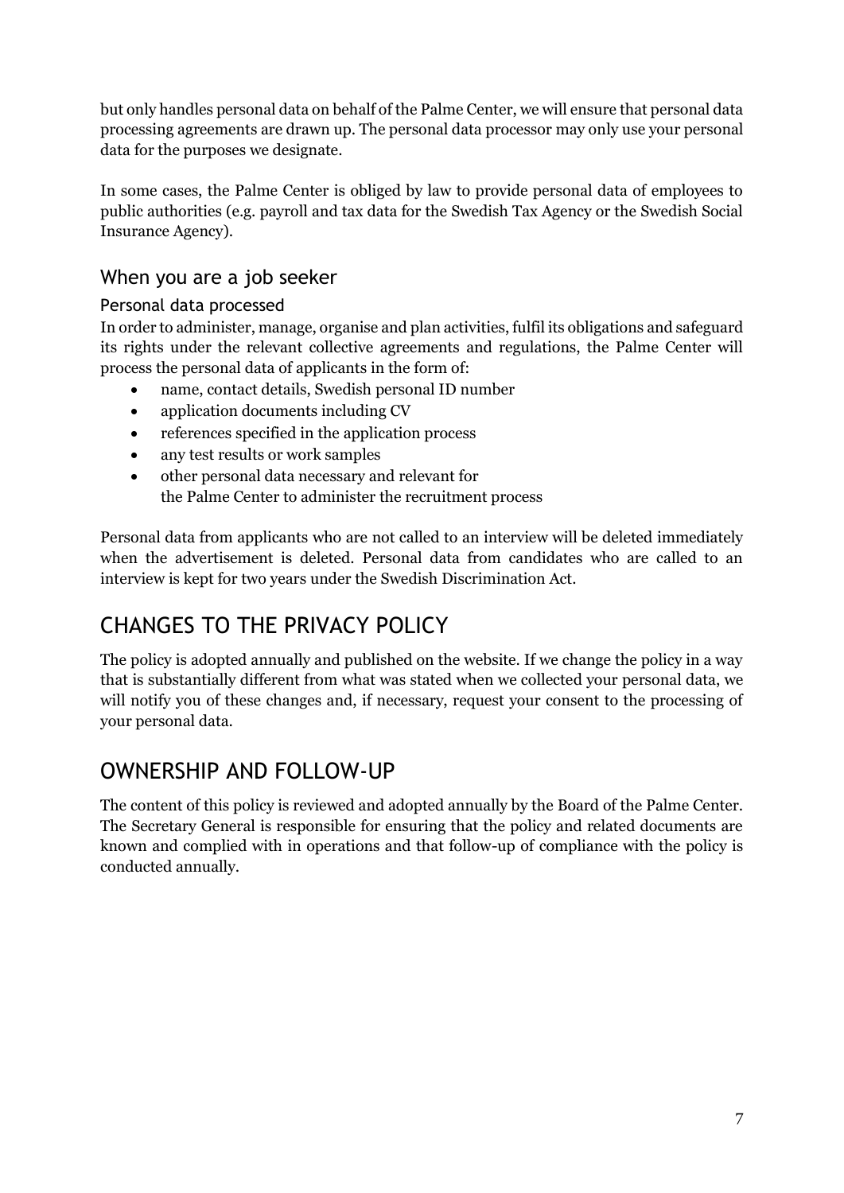but only handles personal data on behalf of the Palme Center, we will ensure that personal data processing agreements are drawn up. The personal data processor may only use your personal data for the purposes we designate.

In some cases, the Palme Center is obliged by law to provide personal data of employees to public authorities (e.g. payroll and tax data for the Swedish Tax Agency or the Swedish Social Insurance Agency).

## When you are a job seeker

### Personal data processed

In order to administer, manage, organise and plan activities, fulfil its obligations and safeguard its rights under the relevant collective agreements and regulations, the Palme Center will process the personal data of applicants in the form of:

- name, contact details, Swedish personal ID number
- application documents including CV
- references specified in the application process
- any test results or work samples
- other personal data necessary and relevant for the Palme Center to administer the recruitment process

Personal data from applicants who are not called to an interview will be deleted immediately when the advertisement is deleted. Personal data from candidates who are called to an interview is kept for two years under the Swedish Discrimination Act.

# CHANGES TO THE PRIVACY POLICY

The policy is adopted annually and published on the website. If we change the policy in a way that is substantially different from what was stated when we collected your personal data, we will notify you of these changes and, if necessary, request your consent to the processing of your personal data.

# OWNERSHIP AND FOLLOW-UP

The content of this policy is reviewed and adopted annually by the Board of the Palme Center. The Secretary General is responsible for ensuring that the policy and related documents are known and complied with in operations and that follow-up of compliance with the policy is conducted annually.